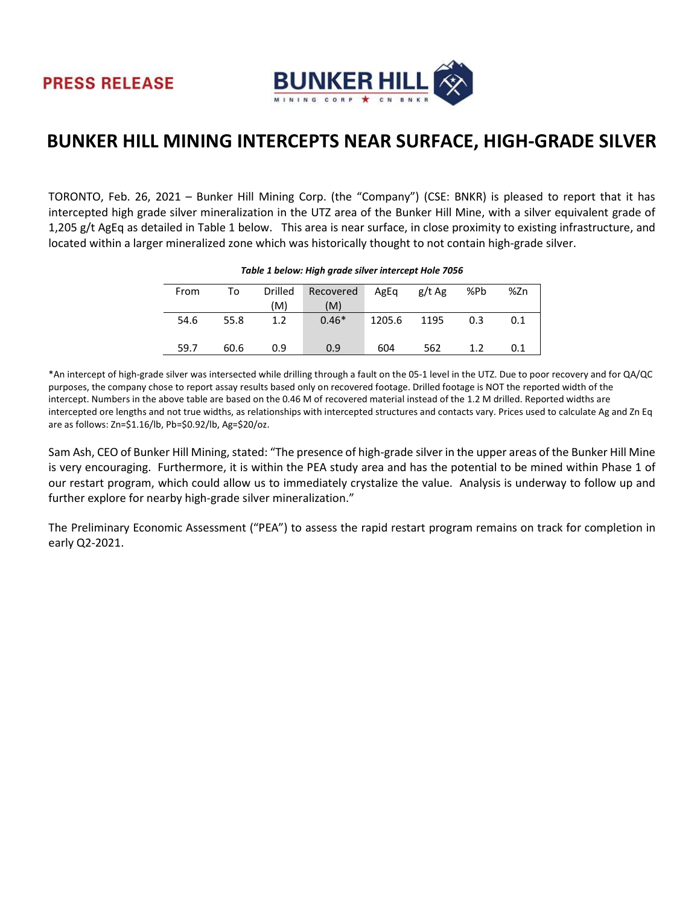PRESS RELEASE

BUNKER HILL MINING CORP ★ CN BNKR

# BUNKER HILL MINING INTERCEPTS NEAR SURFACE, HIGH-GRADE SILVER

TORONTO, Feb. 26, 2021 – Bunker Hill Mining Corp. (the "Company") (CSE: BNKR) is pleased to report that it has intercepted high grade silver mineralization in the UTZ area of the Bunker Hill Mine, with a silver equivalent grade of 1,205 g/t AgEq as detailed in Table 1 below. This area is near surface, in close proximity to existing infrastructure, and located within a larger mineralized zone which was historically thought to not contain high-grade silver.

***Table 1 below: High grade silver intercept Hole 7056***

| From | To | Drilled (M) | Recovered (M) | AgEq | g/t Ag | %Pb | %Zn |
|---|---|---|---|---|---|---|---|
| 54.6 | 55.8 | 1.2 | 0.46* | 1205.6 | 1195 | 0.3 | 0.1 |
| 59.7 | 60.6 | 0.9 | 0.9 | 604 | 562 | 1.2 | 0.1 |

*An intercept of high-grade silver was intersected while drilling through a fault on the 05-1 level in the UTZ. Due to poor recovery and for QA/QC purposes, the company chose to report assay results based only on recovered footage. Drilled footage is NOT the reported width of the intercept. Numbers in the above table are based on the 0.46 M of recovered material instead of the 1.2 M drilled. Reported widths are intercepted ore lengths and not true widths, as relationships with intercepted structures and contacts vary. Prices used to calculate Ag and Zn Eq are as follows: Zn=$1.16/lb, Pb=$0.92/lb, Ag=$20/oz.

Sam Ash, CEO of Bunker Hill Mining, stated: "The presence of high-grade silver in the upper areas of the Bunker Hill Mine is very encouraging. Furthermore, it is within the PEA study area and has the potential to be mined within Phase 1 of our restart program, which could allow us to immediately crystalize the value. Analysis is underway to follow up and further explore for nearby high-grade silver mineralization."

The Preliminary Economic Assessment ("PEA") to assess the rapid restart program remains on track for completion in early Q2-2021.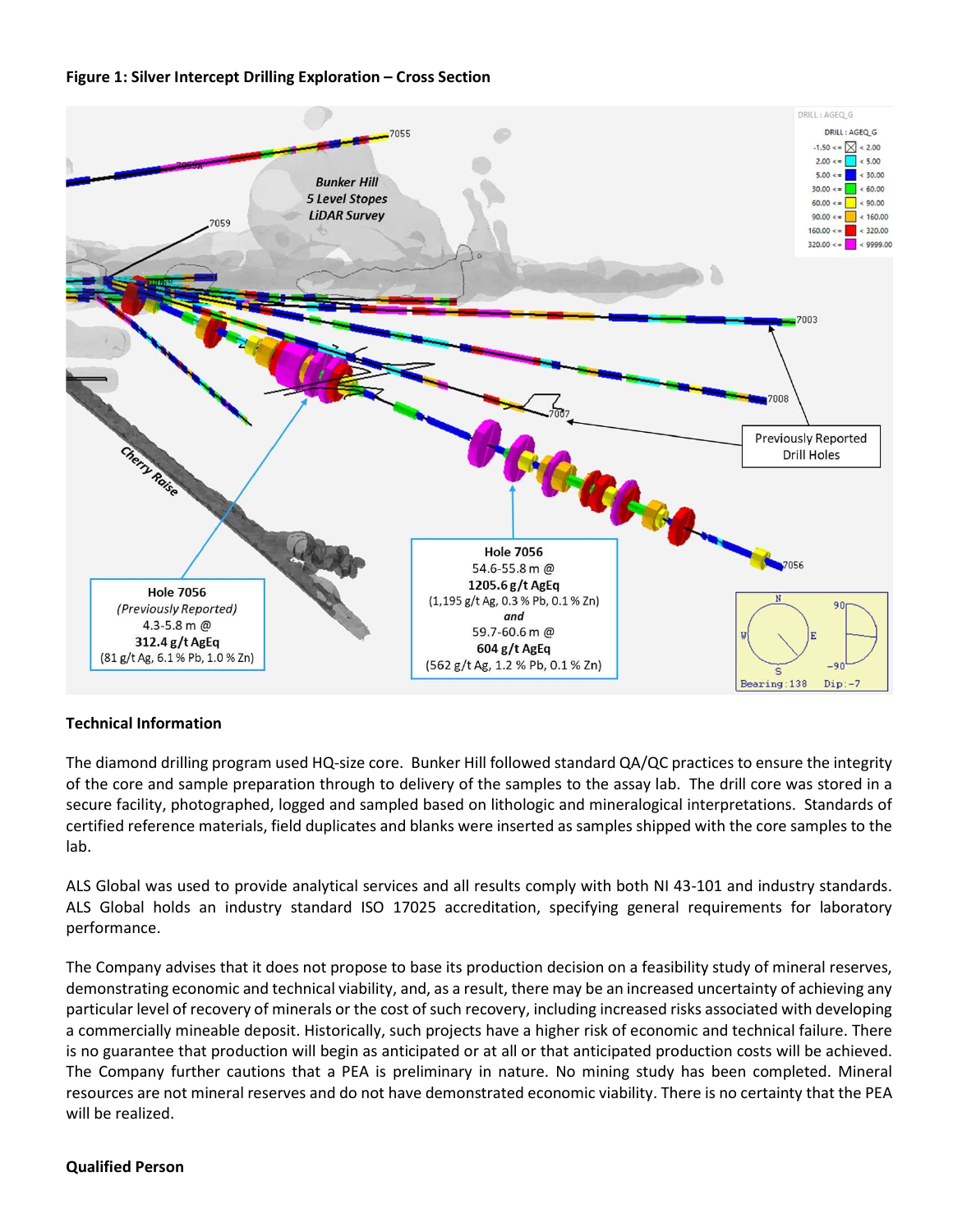**Figure 1: Silver Intercept Drilling Exploration – Cross Section**

DRILL : AGEQ_G

-1.50 <= < 2.00
2.00 <= < 5.00
5.00 <= < 30.00
30.00 <= < 60.00
60.00 <= < 90.00
90.00 <= < 160.00
160.00 <= < 320.00
320.00 <= < 9999.00

Bunker Hill 5 Level Stopes LiDAR Survey

7055
7059
7003
7008
7007
7056

Cherry Raise

Previously Reported Drill Holes

Hole 7056
(Previously Reported)
4.3-5.8 m @
**312.4 g/t AgEq**
(81 g/t Ag, 6.1 % Pb, 1.0 % Zn)

Hole 7056
54.6-55.8 m @
**1205.6 g/t AgEq**
(1,195 g/t Ag, 0.3 % Pb, 0.1 % Zn)
*and*
59.7-60.6 m @
**604 g/t AgEq**
(562 g/t Ag, 1.2 % Pb, 0.1 % Zn)

Bearing:138 Dip:-7

**Technical Information**

The diamond drilling program used HQ-size core. Bunker Hill followed standard QA/QC practices to ensure the integrity of the core and sample preparation through to delivery of the samples to the assay lab. The drill core was stored in a secure facility, photographed, logged and sampled based on lithologic and mineralogical interpretations. Standards of certified reference materials, field duplicates and blanks were inserted as samples shipped with the core samples to the lab.

ALS Global was used to provide analytical services and all results comply with both NI 43-101 and industry standards. ALS Global holds an industry standard ISO 17025 accreditation, specifying general requirements for laboratory performance.

The Company advises that it does not propose to base its production decision on a feasibility study of mineral reserves, demonstrating economic and technical viability, and, as a result, there may be an increased uncertainty of achieving any particular level of recovery of minerals or the cost of such recovery, including increased risks associated with developing a commercially mineable deposit. Historically, such projects have a higher risk of economic and technical failure. There is no guarantee that production will begin as anticipated or at all or that anticipated production costs will be achieved. The Company further cautions that a PEA is preliminary in nature. No mining study has been completed. Mineral resources are not mineral reserves and do not have demonstrated economic viability. There is no certainty that the PEA will be realized.

**Qualified Person**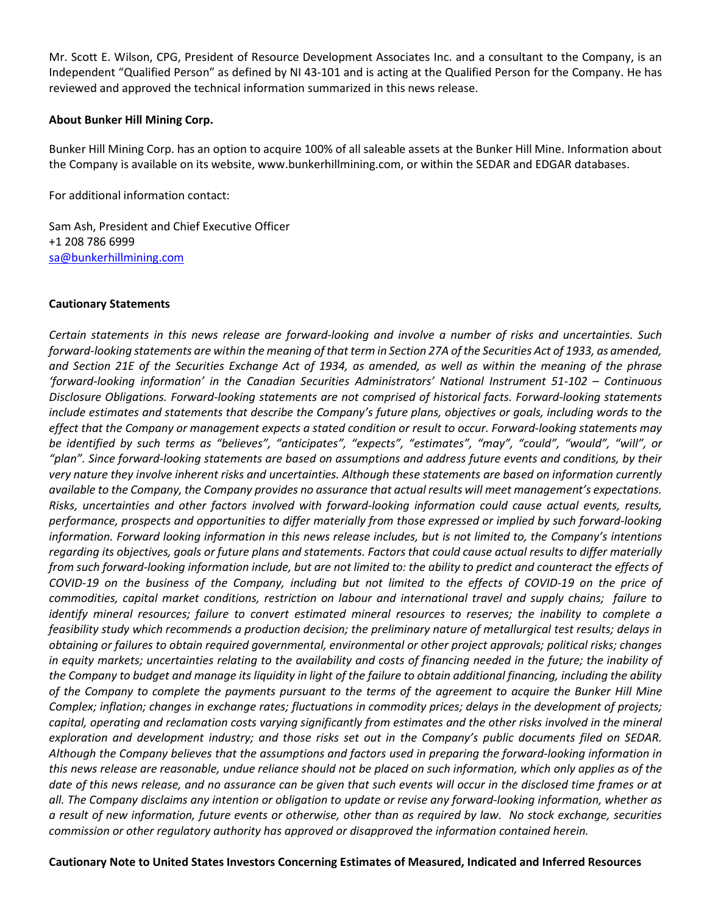Mr. Scott E. Wilson, CPG, President of Resource Development Associates Inc. and a consultant to the Company, is an Independent "Qualified Person" as defined by NI 43-101 and is acting at the Qualified Person for the Company. He has reviewed and approved the technical information summarized in this news release.

**About Bunker Hill Mining Corp.**

Bunker Hill Mining Corp. has an option to acquire 100% of all saleable assets at the Bunker Hill Mine. Information about the Company is available on its website, www.bunkerhillmining.com, or within the SEDAR and EDGAR databases.

For additional information contact:

Sam Ash, President and Chief Executive Officer
+1 208 786 6999
sa@bunkerhillmining.com

**Cautionary Statements**

*Certain statements in this news release are forward-looking and involve a number of risks and uncertainties. Such forward-looking statements are within the meaning of that term in Section 27A of the Securities Act of 1933, as amended, and Section 21E of the Securities Exchange Act of 1934, as amended, as well as within the meaning of the phrase 'forward-looking information' in the Canadian Securities Administrators' National Instrument 51-102 – Continuous Disclosure Obligations. Forward-looking statements are not comprised of historical facts. Forward-looking statements include estimates and statements that describe the Company's future plans, objectives or goals, including words to the effect that the Company or management expects a stated condition or result to occur. Forward-looking statements may be identified by such terms as "believes", "anticipates", "expects", "estimates", "may", "could", "would", "will", or "plan". Since forward-looking statements are based on assumptions and address future events and conditions, by their very nature they involve inherent risks and uncertainties. Although these statements are based on information currently available to the Company, the Company provides no assurance that actual results will meet management's expectations. Risks, uncertainties and other factors involved with forward-looking information could cause actual events, results, performance, prospects and opportunities to differ materially from those expressed or implied by such forward-looking information. Forward looking information in this news release includes, but is not limited to, the Company's intentions regarding its objectives, goals or future plans and statements. Factors that could cause actual results to differ materially from such forward-looking information include, but are not limited to: the ability to predict and counteract the effects of COVID-19 on the business of the Company, including but not limited to the effects of COVID-19 on the price of commodities, capital market conditions, restriction on labour and international travel and supply chains; failure to identify mineral resources; failure to convert estimated mineral resources to reserves; the inability to complete a feasibility study which recommends a production decision; the preliminary nature of metallurgical test results; delays in obtaining or failures to obtain required governmental, environmental or other project approvals; political risks; changes in equity markets; uncertainties relating to the availability and costs of financing needed in the future; the inability of the Company to budget and manage its liquidity in light of the failure to obtain additional financing, including the ability of the Company to complete the payments pursuant to the terms of the agreement to acquire the Bunker Hill Mine Complex; inflation; changes in exchange rates; fluctuations in commodity prices; delays in the development of projects; capital, operating and reclamation costs varying significantly from estimates and the other risks involved in the mineral exploration and development industry; and those risks set out in the Company's public documents filed on SEDAR. Although the Company believes that the assumptions and factors used in preparing the forward-looking information in this news release are reasonable, undue reliance should not be placed on such information, which only applies as of the date of this news release, and no assurance can be given that such events will occur in the disclosed time frames or at all. The Company disclaims any intention or obligation to update or revise any forward-looking information, whether as a result of new information, future events or otherwise, other than as required by law. No stock exchange, securities commission or other regulatory authority has approved or disapproved the information contained herein.*

**Cautionary Note to United States Investors Concerning Estimates of Measured, Indicated and Inferred Resources**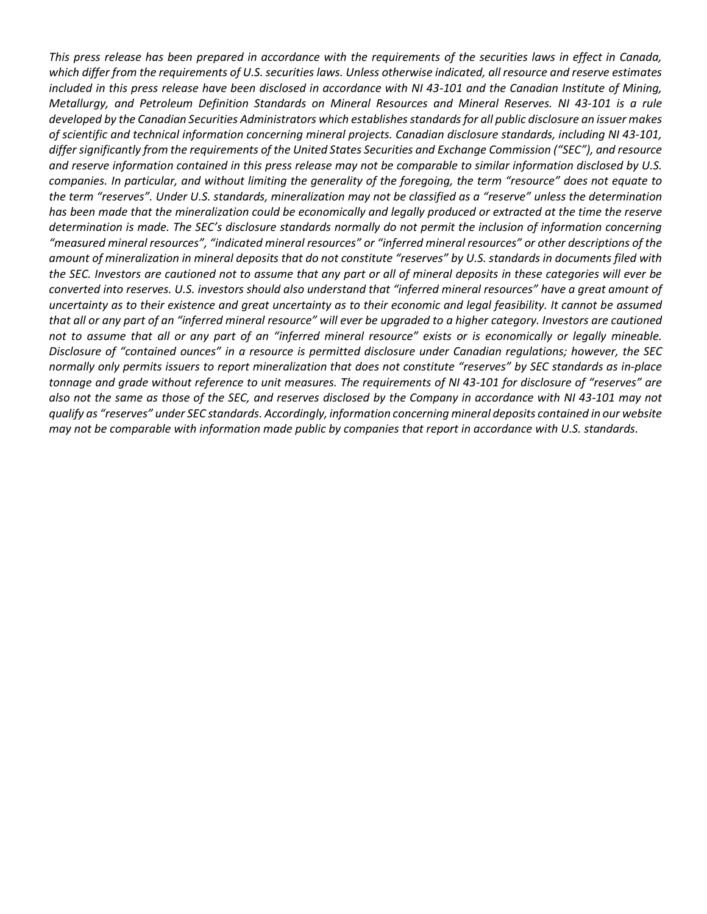*This press release has been prepared in accordance with the requirements of the securities laws in effect in Canada, which differ from the requirements of U.S. securities laws. Unless otherwise indicated, all resource and reserve estimates included in this press release have been disclosed in accordance with NI 43-101 and the Canadian Institute of Mining, Metallurgy, and Petroleum Definition Standards on Mineral Resources and Mineral Reserves. NI 43-101 is a rule developed by the Canadian Securities Administrators which establishes standards for all public disclosure an issuer makes of scientific and technical information concerning mineral projects. Canadian disclosure standards, including NI 43-101, differ significantly from the requirements of the United States Securities and Exchange Commission ("SEC"), and resource and reserve information contained in this press release may not be comparable to similar information disclosed by U.S. companies. In particular, and without limiting the generality of the foregoing, the term "resource" does not equate to the term "reserves". Under U.S. standards, mineralization may not be classified as a "reserve" unless the determination has been made that the mineralization could be economically and legally produced or extracted at the time the reserve determination is made. The SEC's disclosure standards normally do not permit the inclusion of information concerning "measured mineral resources", "indicated mineral resources" or "inferred mineral resources" or other descriptions of the amount of mineralization in mineral deposits that do not constitute "reserves" by U.S. standards in documents filed with the SEC. Investors are cautioned not to assume that any part or all of mineral deposits in these categories will ever be converted into reserves. U.S. investors should also understand that "inferred mineral resources" have a great amount of uncertainty as to their existence and great uncertainty as to their economic and legal feasibility. It cannot be assumed that all or any part of an "inferred mineral resource" will ever be upgraded to a higher category. Investors are cautioned not to assume that all or any part of an "inferred mineral resource" exists or is economically or legally mineable. Disclosure of "contained ounces" in a resource is permitted disclosure under Canadian regulations; however, the SEC normally only permits issuers to report mineralization that does not constitute "reserves" by SEC standards as in-place tonnage and grade without reference to unit measures. The requirements of NI 43-101 for disclosure of "reserves" are also not the same as those of the SEC, and reserves disclosed by the Company in accordance with NI 43-101 may not qualify as "reserves" under SEC standards. Accordingly, information concerning mineral deposits contained in our website may not be comparable with information made public by companies that report in accordance with U.S. standards.*